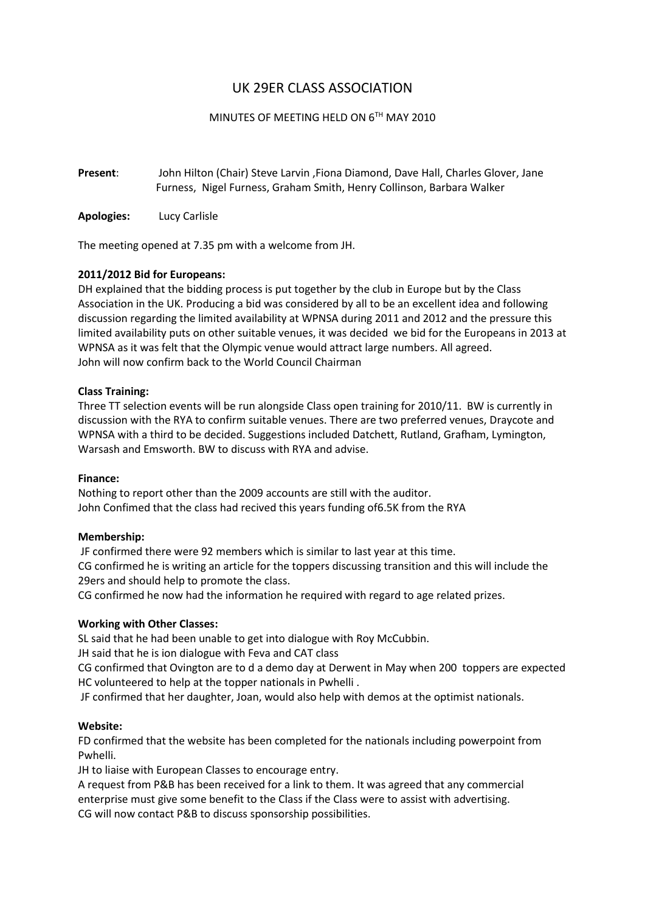# UK 29ER CLASS ASSOCIATION

## MINUTES OF MEETING HELD ON 6TH MAY 2010

**Present**: John Hilton (Chair) Steve Larvin ,Fiona Diamond, Dave Hall, Charles Glover, Jane Furness, Nigel Furness, Graham Smith, Henry Collinson, Barbara Walker

**Apologies**: Lucy Carlisle

The meeting opened at 7.35 pm with a welcome from JH.

**2011/2012 Bid for Europeans:**

DH explained that the bidding process is put together by the club in Europe but by the Class Association in the UK. Producing a bid was considered by all to be an excellent idea and following discussion regarding the limited availability at WPNSA during 2011 and 2012 and the pressure this limited availability puts on other suitable venues, it was decided we bid for the Europeans in 2013 at WPNSA as it was felt that the Olympic venue would attract large numbers. All agreed.
John will now confirm back to the World Council Chairman

**Class Training:**

Three TT selection events will be run alongside Class open training for 2010/11. BW is currently in discussion with the RYA to confirm suitable venues. There are two preferred venues, Draycote and WPNSA with a third to be decided. Suggestions included Datchett, Rutland, Grafham, Lymington, Warsash and Emsworth. BW to discuss with RYA and advise.

**Finance:**

Nothing to report other than the 2009 accounts are still with the auditor.
John Confimed that the class had recived this years funding of6.5K from the RYA

**Membership:**

JF confirmed there were 92 members which is similar to last year at this time.
CG confirmed he is writing an article for the toppers discussing transition and this will include the 29ers and should help to promote the class.
CG confirmed he now had the information he required with regard to age related prizes.

**Working with Other Classes:**

SL said that he had been unable to get into dialogue with Roy McCubbin.
JH said that he is ion dialogue with Feva and CAT class
CG confirmed that Ovington are to d a demo day at Derwent in May when 200 toppers are expected
HC volunteered to help at the topper nationals in Pwhelli .
JF confirmed that her daughter, Joan, would also help with demos at the optimist nationals.

**Website:**

FD confirmed that the website has been completed for the nationals including powerpoint from Pwhelli.
JH to liaise with European Classes to encourage entry.
A request from P&B has been received for a link to them. It was agreed that any commercial enterprise must give some benefit to the Class if the Class were to assist with advertising.
CG will now contact P&B to discuss sponsorship possibilities.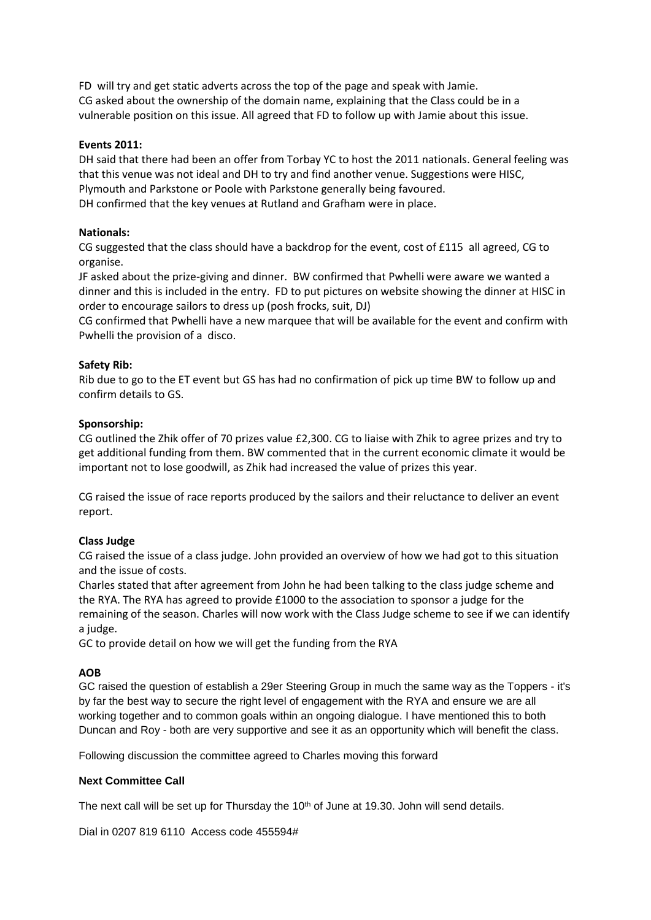FD will try and get static adverts across the top of the page and speak with Jamie.
CG asked about the ownership of the domain name, explaining that the Class could be in a vulnerable position on this issue. All agreed that FD to follow up with Jamie about this issue.

**Events 2011:**

DH said that there had been an offer from Torbay YC to host the 2011 nationals. General feeling was that this venue was not ideal and DH to try and find another venue. Suggestions were HISC, Plymouth and Parkstone or Poole with Parkstone generally being favoured.
DH confirmed that the key venues at Rutland and Grafham were in place.

**Nationals:**

CG suggested that the class should have a backdrop for the event, cost of £115 all agreed, CG to organise.
JF asked about the prize-giving and dinner. BW confirmed that Pwhelli were aware we wanted a dinner and this is included in the entry. FD to put pictures on website showing the dinner at HISC in order to encourage sailors to dress up (posh frocks, suit, DJ)
CG confirmed that Pwhelli have a new marquee that will be available for the event and confirm with Pwhelli the provision of a disco.

**Safety Rib:**

Rib due to go to the ET event but GS has had no confirmation of pick up time BW to follow up and confirm details to GS.

**Sponsorship:**

CG outlined the Zhik offer of 70 prizes value £2,300. CG to liaise with Zhik to agree prizes and try to get additional funding from them. BW commented that in the current economic climate it would be important not to lose goodwill, as Zhik had increased the value of prizes this year.

CG raised the issue of race reports produced by the sailors and their reluctance to deliver an event report.

**Class Judge**

CG raised the issue of a class judge. John provided an overview of how we had got to this situation and the issue of costs.
Charles stated that after agreement from John he had been talking to the class judge scheme and the RYA. The RYA has agreed to provide £1000 to the association to sponsor a judge for the remaining of the season. Charles will now work with the Class Judge scheme to see if we can identify a judge.
GC to provide detail on how we will get the funding from the RYA

**AOB**

GC raised the question of establish a 29er Steering Group in much the same way as the Toppers - it's by far the best way to secure the right level of engagement with the RYA and ensure we are all working together and to common goals within an ongoing dialogue. I have mentioned this to both Duncan and Roy - both are very supportive and see it as an opportunity which will benefit the class.

Following discussion the committee agreed to Charles moving this forward

**Next Committee Call**

The next call will be set up for Thursday the 10th of June at 19.30. John will send details.

Dial in 0207 819 6110 Access code 455594#